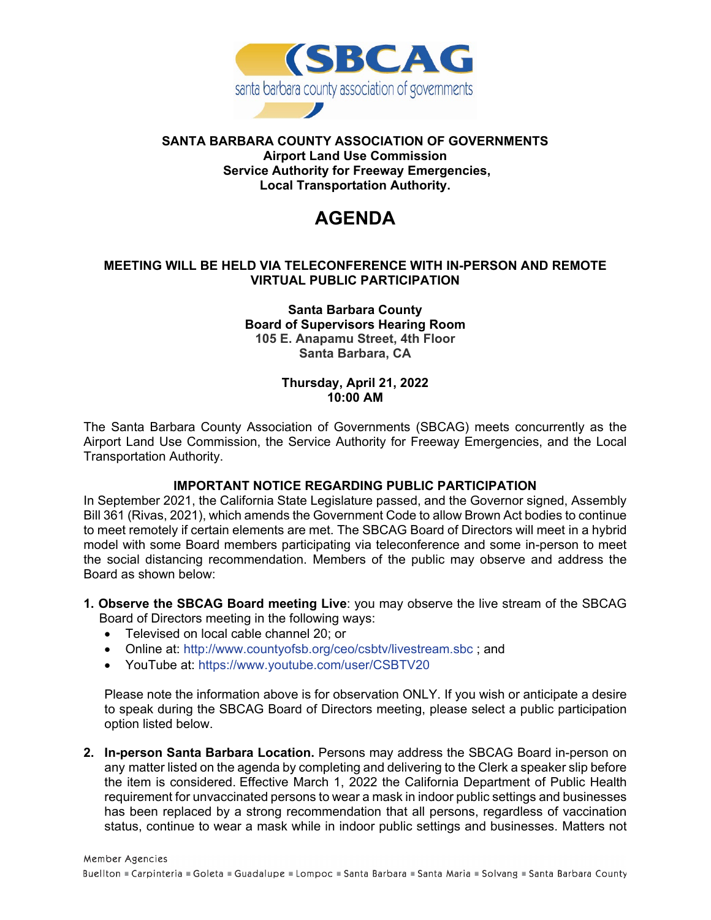# SBCAG

santa barbara county association of governments

**SANTA BARBARA COUNTY ASSOCIATION OF GOVERNMENTS**
**Airport Land Use Commission**
**Service Authority for Freeway Emergencies,**
**Local Transportation Authority.**

# AGENDA

**MEETING WILL BE HELD VIA TELECONFERENCE WITH IN-PERSON AND REMOTE VIRTUAL PUBLIC PARTICIPATION**

**Santa Barbara County**
**Board of Supervisors Hearing Room**
**105 E. Anapamu Street, 4th Floor**
**Santa Barbara, CA**

**Thursday, April 21, 2022**
**10:00 AM**

The Santa Barbara County Association of Governments (SBCAG) meets concurrently as the Airport Land Use Commission, the Service Authority for Freeway Emergencies, and the Local Transportation Authority.

**IMPORTANT NOTICE REGARDING PUBLIC PARTICIPATION**

In September 2021, the California State Legislature passed, and the Governor signed, Assembly Bill 361 (Rivas, 2021), which amends the Government Code to allow Brown Act bodies to continue to meet remotely if certain elements are met. The SBCAG Board of Directors will meet in a hybrid model with some Board members participating via teleconference and some in-person to meet the social distancing recommendation. Members of the public may observe and address the Board as shown below:

1. **Observe the SBCAG Board meeting Live**: you may observe the live stream of the SBCAG Board of Directors meeting in the following ways:
   - Televised on local cable channel 20; or
   - Online at: http://www.countyofsb.org/ceo/csbtv/livestream.sbc ; and
   - YouTube at: https://www.youtube.com/user/CSBTV20

   Please note the information above is for observation ONLY. If you wish or anticipate a desire to speak during the SBCAG Board of Directors meeting, please select a public participation option listed below.

2. **In-person Santa Barbara Location.** Persons may address the SBCAG Board in-person on any matter listed on the agenda by completing and delivering to the Clerk a speaker slip before the item is considered. Effective March 1, 2022 the California Department of Public Health requirement for unvaccinated persons to wear a mask in indoor public settings and businesses has been replaced by a strong recommendation that all persons, regardless of vaccination status, continue to wear a mask while in indoor public settings and businesses. Matters not

Member Agencies
Buellton ■ Carpinteria ■ Goleta ■ Guadalupe ■ Lompoc ■ Santa Barbara ■ Santa Maria ■ Solvang ■ Santa Barbara County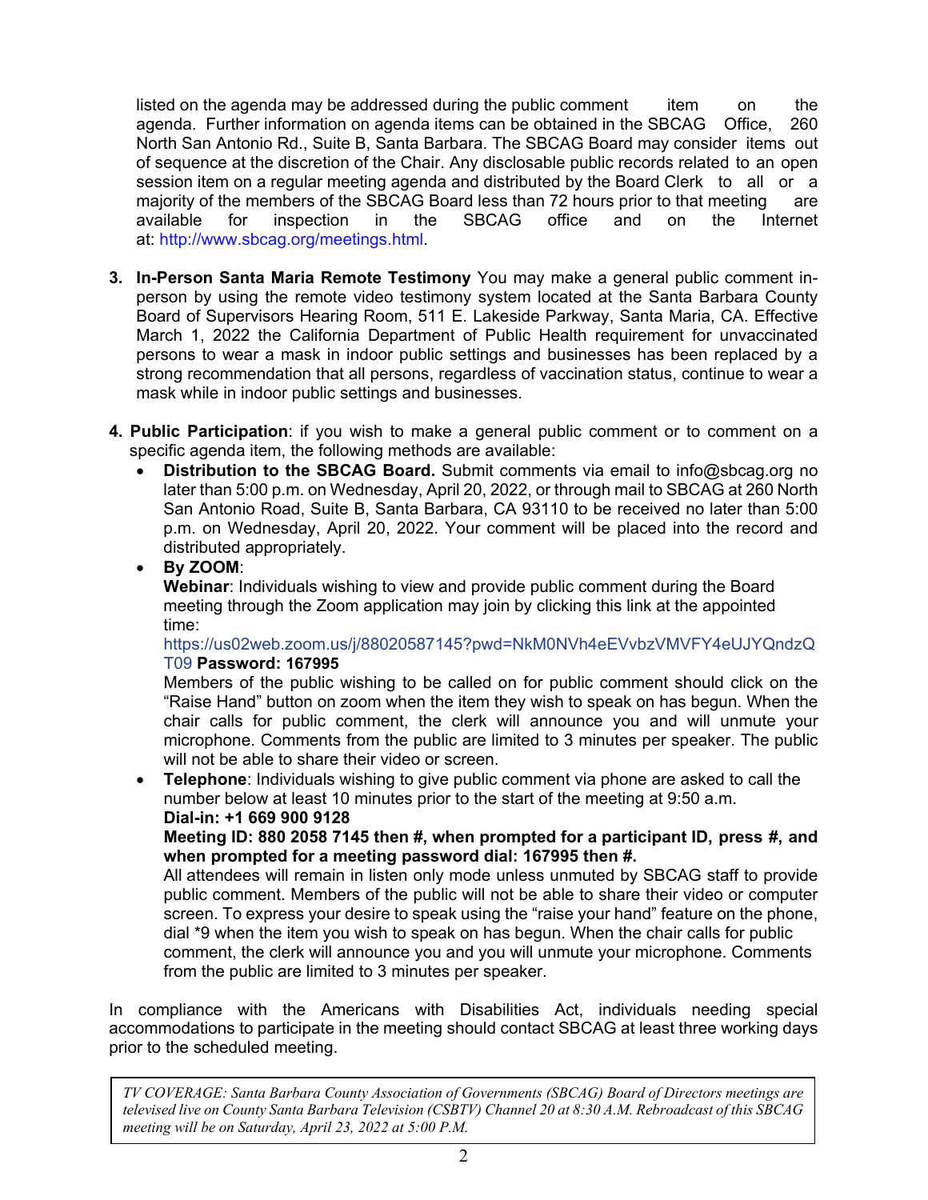listed on the agenda may be addressed during the public comment item on the agenda. Further information on agenda items can be obtained in the SBCAG Office, 260 North San Antonio Rd., Suite B, Santa Barbara. The SBCAG Board may consider items out of sequence at the discretion of the Chair. Any disclosable public records related to an open session item on a regular meeting agenda and distributed by the Board Clerk to all or a majority of the members of the SBCAG Board less than 72 hours prior to that meeting are available for inspection in the SBCAG office and on the Internet at: http://www.sbcag.org/meetings.html.

3. **In-Person Santa Maria Remote Testimony** You may make a general public comment in-person by using the remote video testimony system located at the Santa Barbara County Board of Supervisors Hearing Room, 511 E. Lakeside Parkway, Santa Maria, CA. Effective March 1, 2022 the California Department of Public Health requirement for unvaccinated persons to wear a mask in indoor public settings and businesses has been replaced by a strong recommendation that all persons, regardless of vaccination status, continue to wear a mask while in indoor public settings and businesses.

4. **Public Participation**: if you wish to make a general public comment or to comment on a specific agenda item, the following methods are available:
   - **Distribution to the SBCAG Board.** Submit comments via email to info@sbcag.org no later than 5:00 p.m. on Wednesday, April 20, 2022, or through mail to SBCAG at 260 North San Antonio Road, Suite B, Santa Barbara, CA 93110 to be received no later than 5:00 p.m. on Wednesday, April 20, 2022. Your comment will be placed into the record and distributed appropriately.
   - **By ZOOM**:
     **Webinar**: Individuals wishing to view and provide public comment during the Board meeting through the Zoom application may join by clicking this link at the appointed time:
     https://us02web.zoom.us/j/88020587145?pwd=NkM0NVh4eEVvbzVMVFY4eUJYQndzQT09 **Password: 167995**
     Members of the public wishing to be called on for public comment should click on the "Raise Hand" button on zoom when the item they wish to speak on has begun. When the chair calls for public comment, the clerk will announce you and will unmute your microphone. Comments from the public are limited to 3 minutes per speaker. The public will not be able to share their video or screen.
   - **Telephone**: Individuals wishing to give public comment via phone are asked to call the number below at least 10 minutes prior to the start of the meeting at 9:50 a.m.
     **Dial-in: +1 669 900 9128**
     **Meeting ID: 880 2058 7145 then #, when prompted for a participant ID, press #, and when prompted for a meeting password dial: 167995 then #.**
     All attendees will remain in listen only mode unless unmuted by SBCAG staff to provide public comment. Members of the public will not be able to share their video or computer screen. To express your desire to speak using the "raise your hand" feature on the phone, dial *9 when the item you wish to speak on has begun. When the chair calls for public comment, the clerk will announce you and you will unmute your microphone. Comments from the public are limited to 3 minutes per speaker.

In compliance with the Americans with Disabilities Act, individuals needing special accommodations to participate in the meeting should contact SBCAG at least three working days prior to the scheduled meeting.

*TV COVERAGE: Santa Barbara County Association of Governments (SBCAG) Board of Directors meetings are televised live on County Santa Barbara Television (CSBTV) Channel 20 at 8:30 A.M. Rebroadcast of this SBCAG meeting will be on Saturday, April 23, 2022 at 5:00 P.M.*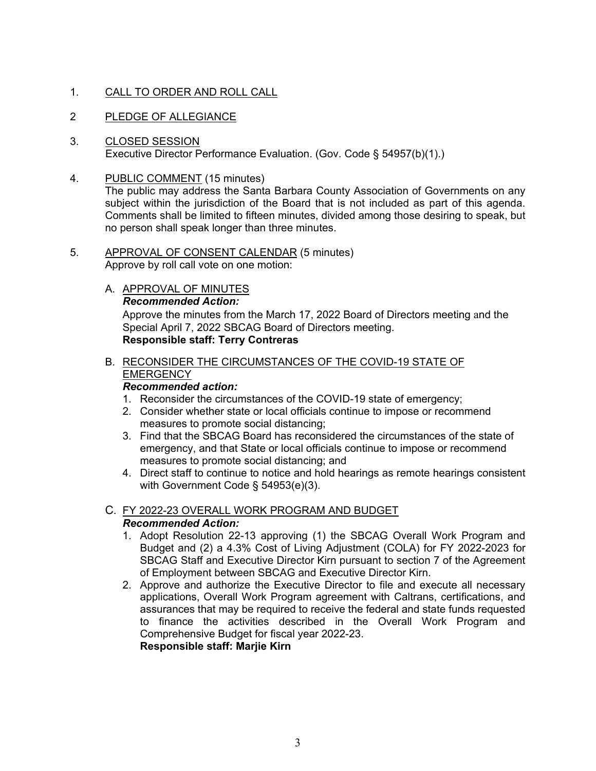1. <u>CALL TO ORDER AND ROLL CALL</u>

2 <u>PLEDGE OF ALLEGIANCE</u>

3. <u>CLOSED SESSION</u>
   Executive Director Performance Evaluation. (Gov. Code § 54957(b)(1).)

4. <u>PUBLIC COMMENT</u> (15 minutes)
   The public may address the Santa Barbara County Association of Governments on any subject within the jurisdiction of the Board that is not included as part of this agenda. Comments shall be limited to fifteen minutes, divided among those desiring to speak, but no person shall speak longer than three minutes.

5. <u>APPROVAL OF CONSENT CALENDAR</u> (5 minutes)
   Approve by roll call vote on one motion:

   A. <u>APPROVAL OF MINUTES</u>
   ***Recommended Action:***
   Approve the minutes from the March 17, 2022 Board of Directors meeting and the Special April 7, 2022 SBCAG Board of Directors meeting.
   **Responsible staff: Terry Contreras**

   B. <u>RECONSIDER THE CIRCUMSTANCES OF THE COVID-19 STATE OF EMERGENCY</u>
   ***Recommended action:***
   1. Reconsider the circumstances of the COVID-19 state of emergency;
   2. Consider whether state or local officials continue to impose or recommend measures to promote social distancing;
   3. Find that the SBCAG Board has reconsidered the circumstances of the state of emergency, and that State or local officials continue to impose or recommend measures to promote social distancing; and
   4. Direct staff to continue to notice and hold hearings as remote hearings consistent with Government Code § 54953(e)(3).

   C. <u>FY 2022-23 OVERALL WORK PROGRAM AND BUDGET</u>
   ***Recommended Action:***
   1. Adopt Resolution 22-13 approving (1) the SBCAG Overall Work Program and Budget and (2) a 4.3% Cost of Living Adjustment (COLA) for FY 2022-2023 for SBCAG Staff and Executive Director Kirn pursuant to section 7 of the Agreement of Employment between SBCAG and Executive Director Kirn.
   2. Approve and authorize the Executive Director to file and execute all necessary applications, Overall Work Program agreement with Caltrans, certifications, and assurances that may be required to receive the federal and state funds requested to finance the activities described in the Overall Work Program and Comprehensive Budget for fiscal year 2022-23.
   **Responsible staff: Marjie Kirn**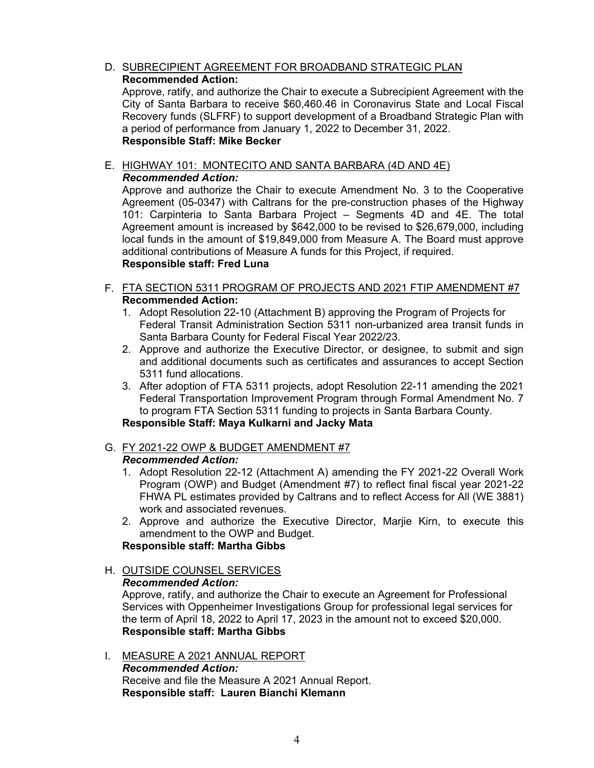D. <u>SUBRECIPIENT AGREEMENT FOR BROADBAND STRATEGIC PLAN</u>
   **Recommended Action:**
   Approve, ratify, and authorize the Chair to execute a Subrecipient Agreement with the City of Santa Barbara to receive $60,460.46 in Coronavirus State and Local Fiscal Recovery funds (SLFRF) to support development of a Broadband Strategic Plan with a period of performance from January 1, 2022 to December 31, 2022.
   **Responsible Staff: Mike Becker**

E. <u>HIGHWAY 101: MONTECITO AND SANTA BARBARA (4D AND 4E)</u>
   ***Recommended Action:***
   Approve and authorize the Chair to execute Amendment No. 3 to the Cooperative Agreement (05-0347) with Caltrans for the pre-construction phases of the Highway 101: Carpinteria to Santa Barbara Project – Segments 4D and 4E. The total Agreement amount is increased by $642,000 to be revised to $26,679,000, including local funds in the amount of $19,849,000 from Measure A. The Board must approve additional contributions of Measure A funds for this Project, if required.
   **Responsible staff: Fred Luna**

F. <u>FTA SECTION 5311 PROGRAM OF PROJECTS AND 2021 FTIP AMENDMENT #7</u>
   **Recommended Action:**
   1. Adopt Resolution 22-10 (Attachment B) approving the Program of Projects for Federal Transit Administration Section 5311 non-urbanized area transit funds in Santa Barbara County for Federal Fiscal Year 2022/23.
   2. Approve and authorize the Executive Director, or designee, to submit and sign and additional documents such as certificates and assurances to accept Section 5311 fund allocations.
   3. After adoption of FTA 5311 projects, adopt Resolution 22-11 amending the 2021 Federal Transportation Improvement Program through Formal Amendment No. 7 to program FTA Section 5311 funding to projects in Santa Barbara County.

   **Responsible Staff: Maya Kulkarni and Jacky Mata**

G. <u>FY 2021-22 OWP & BUDGET AMENDMENT #7</u>
   ***Recommended Action:***
   1. Adopt Resolution 22-12 (Attachment A) amending the FY 2021-22 Overall Work Program (OWP) and Budget (Amendment #7) to reflect final fiscal year 2021-22 FHWA PL estimates provided by Caltrans and to reflect Access for All (WE 3881) work and associated revenues.
   2. Approve and authorize the Executive Director, Marjie Kirn, to execute this amendment to the OWP and Budget.

   **Responsible staff: Martha Gibbs**

H. <u>OUTSIDE COUNSEL SERVICES</u>
   ***Recommended Action:***
   Approve, ratify, and authorize the Chair to execute an Agreement for Professional Services with Oppenheimer Investigations Group for professional legal services for the term of April 18, 2022 to April 17, 2023 in the amount not to exceed $20,000.
   **Responsible staff: Martha Gibbs**

I. <u>MEASURE A 2021 ANNUAL REPORT</u>
   ***Recommended Action:***
   Receive and file the Measure A 2021 Annual Report.
   **Responsible staff: Lauren Bianchi Klemann**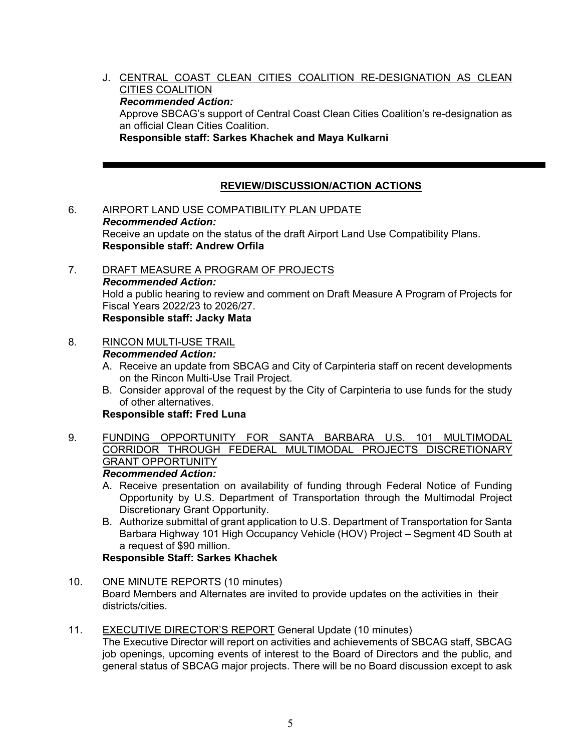J. CENTRAL COAST CLEAN CITIES COALITION RE-DESIGNATION AS CLEAN CITIES COALITION
*Recommended Action:*
Approve SBCAG's support of Central Coast Clean Cities Coalition's re-designation as an official Clean Cities Coalition.
**Responsible staff: Sarkes Khachek and Maya Kulkarni**

---

## REVIEW/DISCUSSION/ACTION ACTIONS

6. AIRPORT LAND USE COMPATIBILITY PLAN UPDATE
*Recommended Action:*
Receive an update on the status of the draft Airport Land Use Compatibility Plans.
**Responsible staff: Andrew Orfila**

7. DRAFT MEASURE A PROGRAM OF PROJECTS
*Recommended Action:*
Hold a public hearing to review and comment on Draft Measure A Program of Projects for Fiscal Years 2022/23 to 2026/27.
**Responsible staff: Jacky Mata**

8. RINCON MULTI-USE TRAIL
*Recommended Action:*
A. Receive an update from SBCAG and City of Carpinteria staff on recent developments on the Rincon Multi-Use Trail Project.
B. Consider approval of the request by the City of Carpinteria to use funds for the study of other alternatives.
**Responsible staff: Fred Luna**

9. FUNDING OPPORTUNITY FOR SANTA BARBARA U.S. 101 MULTIMODAL CORRIDOR THROUGH FEDERAL MULTIMODAL PROJECTS DISCRETIONARY GRANT OPPORTUNITY
*Recommended Action:*
A. Receive presentation on availability of funding through Federal Notice of Funding Opportunity by U.S. Department of Transportation through the Multimodal Project Discretionary Grant Opportunity.
B. Authorize submittal of grant application to U.S. Department of Transportation for Santa Barbara Highway 101 High Occupancy Vehicle (HOV) Project – Segment 4D South at a request of $90 million.
**Responsible Staff: Sarkes Khachek**

10. ONE MINUTE REPORTS (10 minutes)
Board Members and Alternates are invited to provide updates on the activities in their districts/cities.

11. EXECUTIVE DIRECTOR'S REPORT General Update (10 minutes)
The Executive Director will report on activities and achievements of SBCAG staff, SBCAG job openings, upcoming events of interest to the Board of Directors and the public, and general status of SBCAG major projects. There will be no Board discussion except to ask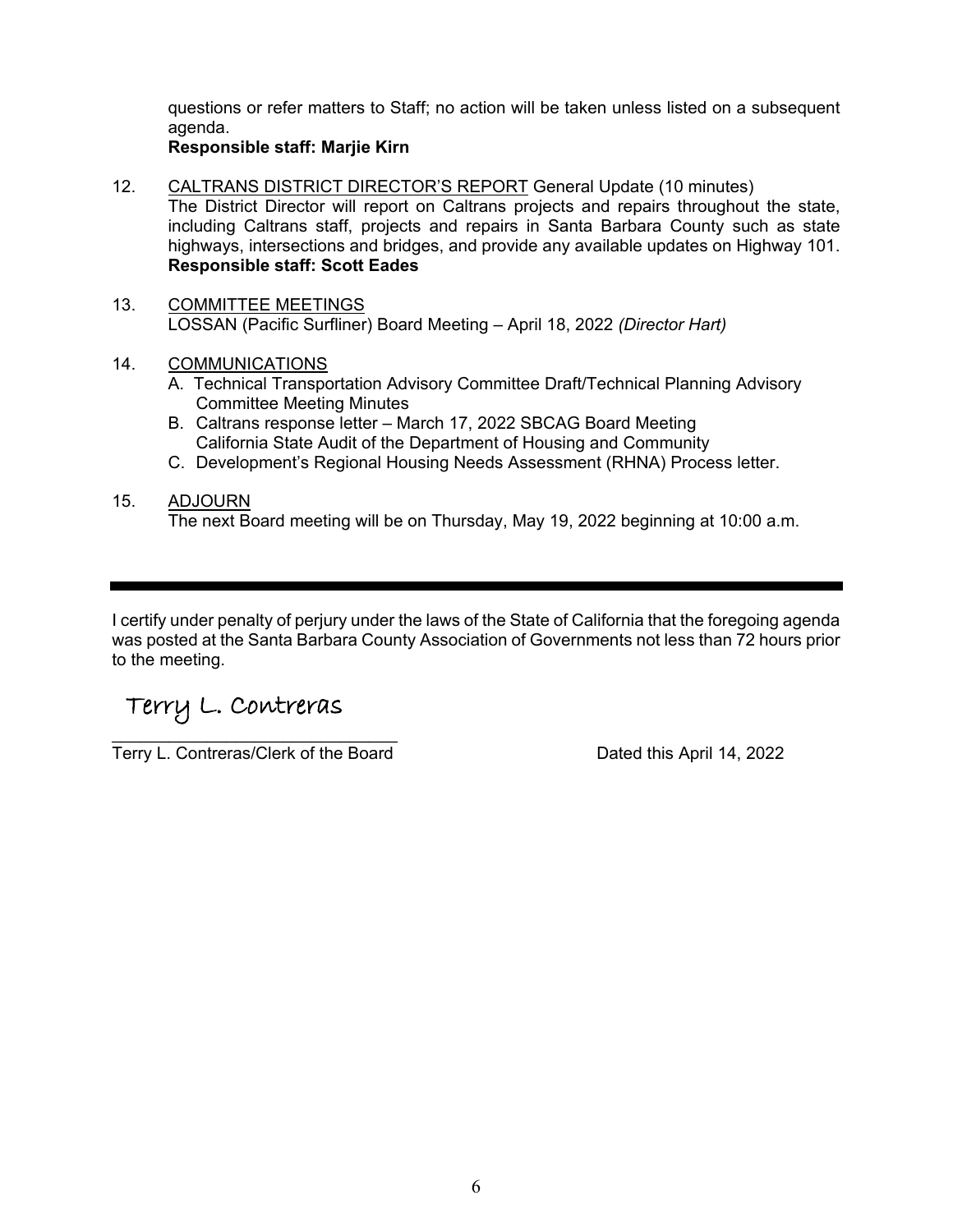questions or refer matters to Staff; no action will be taken unless listed on a subsequent agenda.
**Responsible staff: Marjie Kirn**

12. CALTRANS DISTRICT DIRECTOR'S REPORT General Update (10 minutes)
    The District Director will report on Caltrans projects and repairs throughout the state, including Caltrans staff, projects and repairs in Santa Barbara County such as state highways, intersections and bridges, and provide any available updates on Highway 101.
    **Responsible staff: Scott Eades**

13. COMMITTEE MEETINGS
    LOSSAN (Pacific Surfliner) Board Meeting – April 18, 2022 *(Director Hart)*

14. COMMUNICATIONS
    A. Technical Transportation Advisory Committee Draft/Technical Planning Advisory Committee Meeting Minutes
    B. Caltrans response letter – March 17, 2022 SBCAG Board Meeting California State Audit of the Department of Housing and Community
    C. Development's Regional Housing Needs Assessment (RHNA) Process letter.

15. ADJOURN
    The next Board meeting will be on Thursday, May 19, 2022 beginning at 10:00 a.m.

---

I certify under penalty of perjury under the laws of the State of California that the foregoing agenda was posted at the Santa Barbara County Association of Governments not less than 72 hours prior to the meeting.

Terry L. Contreras

Terry L. Contreras/Clerk of the Board

Dated this April 14, 2022